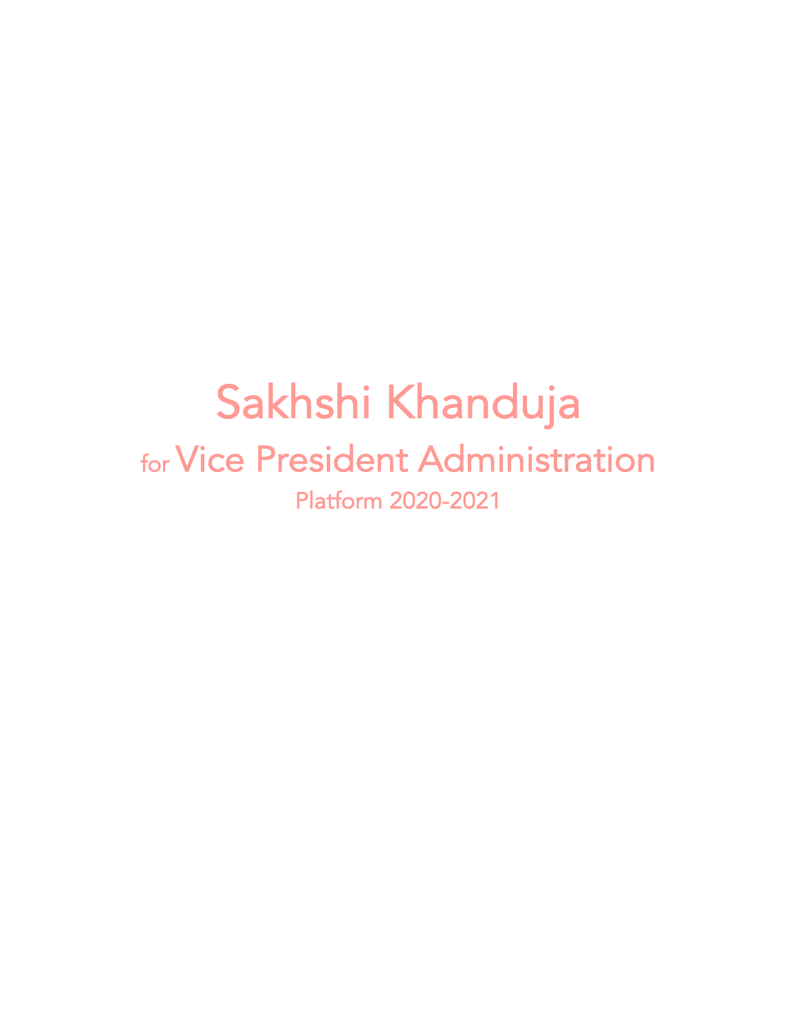# Sakhshi Khanduja

## for Vice President Administration

### Platform 2020-2021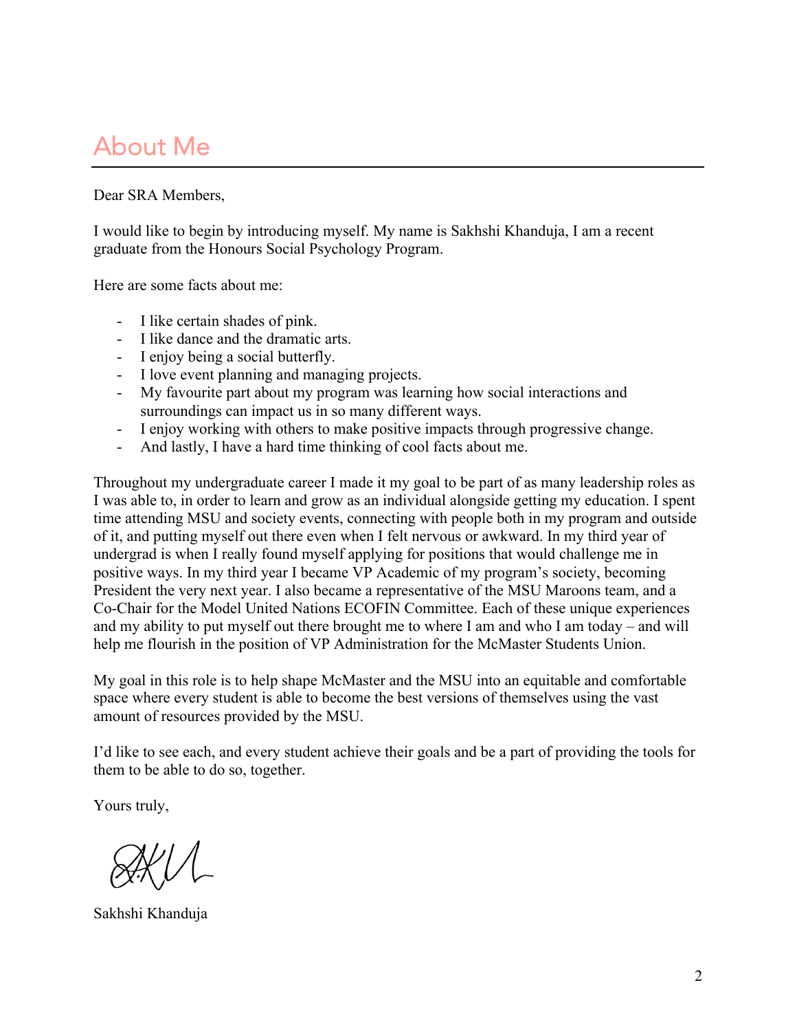# About Me

Dear SRA Members,

I would like to begin by introducing myself. My name is Sakhshi Khanduja, I am a recent graduate from the Honours Social Psychology Program.

Here are some facts about me:

- I like certain shades of pink.
- I like dance and the dramatic arts.
- I enjoy being a social butterfly.
- I love event planning and managing projects.
- My favourite part about my program was learning how social interactions and surroundings can impact us in so many different ways.
- I enjoy working with others to make positive impacts through progressive change.
- And lastly, I have a hard time thinking of cool facts about me.

Throughout my undergraduate career I made it my goal to be part of as many leadership roles as I was able to, in order to learn and grow as an individual alongside getting my education. I spent time attending MSU and society events, connecting with people both in my program and outside of it, and putting myself out there even when I felt nervous or awkward. In my third year of undergrad is when I really found myself applying for positions that would challenge me in positive ways. In my third year I became VP Academic of my program's society, becoming President the very next year. I also became a representative of the MSU Maroons team, and a Co-Chair for the Model United Nations ECOFIN Committee. Each of these unique experiences and my ability to put myself out there brought me to where I am and who I am today – and will help me flourish in the position of VP Administration for the McMaster Students Union.

My goal in this role is to help shape McMaster and the MSU into an equitable and comfortable space where every student is able to become the best versions of themselves using the vast amount of resources provided by the MSU.

I'd like to see each, and every student achieve their goals and be a part of providing the tools for them to be able to do so, together.

Yours truly,

Sakhshi Khanduja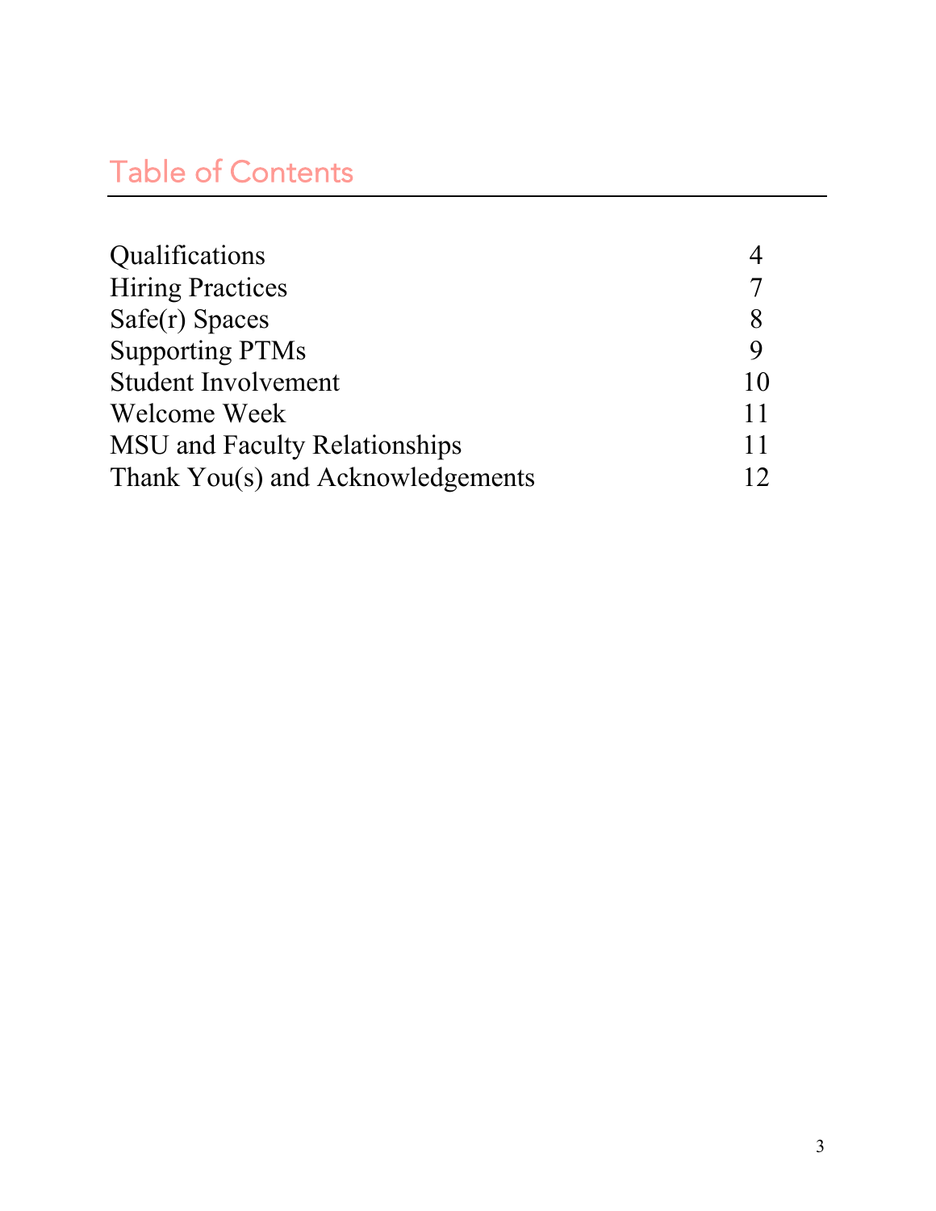## Table of Contents

| | |
|---|---|
| Qualifications | 4 |
| Hiring Practices | 7 |
| Safe(r) Spaces | 8 |
| Supporting PTMs | 9 |
| Student Involvement | 10 |
| Welcome Week | 11 |
| MSU and Faculty Relationships | 11 |
| Thank You(s) and Acknowledgements | 12 |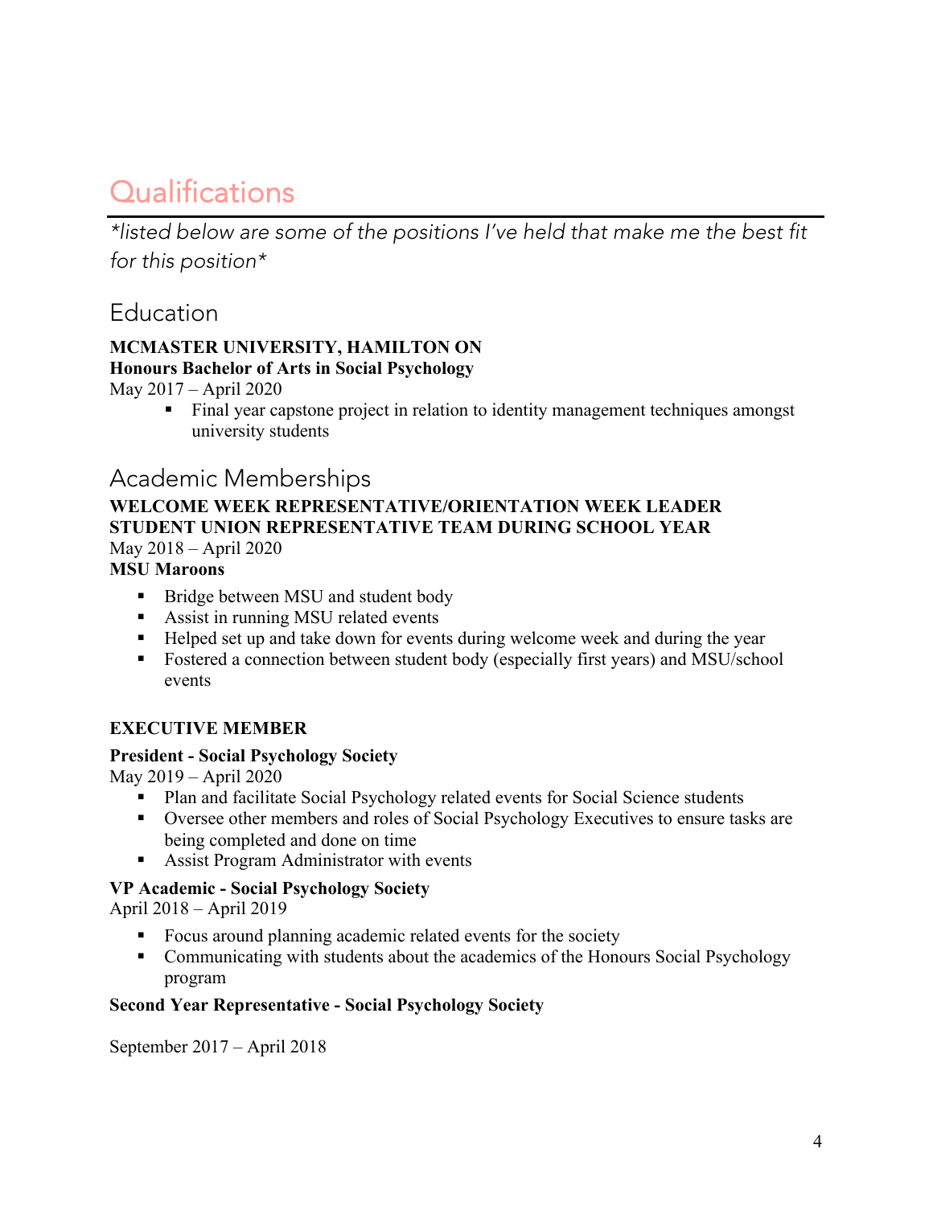# Qualifications

*\*listed below are some of the positions I've held that make me the best fit for this position\**

## Education

**MCMASTER UNIVERSITY, HAMILTON ON**
**Honours Bachelor of Arts in Social Psychology**
May 2017 – April 2020

- Final year capstone project in relation to identity management techniques amongst university students

## Academic Memberships

**WELCOME WEEK REPRESENTATIVE/ORIENTATION WEEK LEADER**
**STUDENT UNION REPRESENTATIVE TEAM DURING SCHOOL YEAR**
May 2018 – April 2020
**MSU Maroons**

- Bridge between MSU and student body
- Assist in running MSU related events
- Helped set up and take down for events during welcome week and during the year
- Fostered a connection between student body (especially first years) and MSU/school events

**EXECUTIVE MEMBER**

**President - Social Psychology Society**
May 2019 – April 2020

- Plan and facilitate Social Psychology related events for Social Science students
- Oversee other members and roles of Social Psychology Executives to ensure tasks are being completed and done on time
- Assist Program Administrator with events

**VP Academic - Social Psychology Society**
April 2018 – April 2019

- Focus around planning academic related events for the society
- Communicating with students about the academics of the Honours Social Psychology program

**Second Year Representative - Social Psychology Society**

September 2017 – April 2018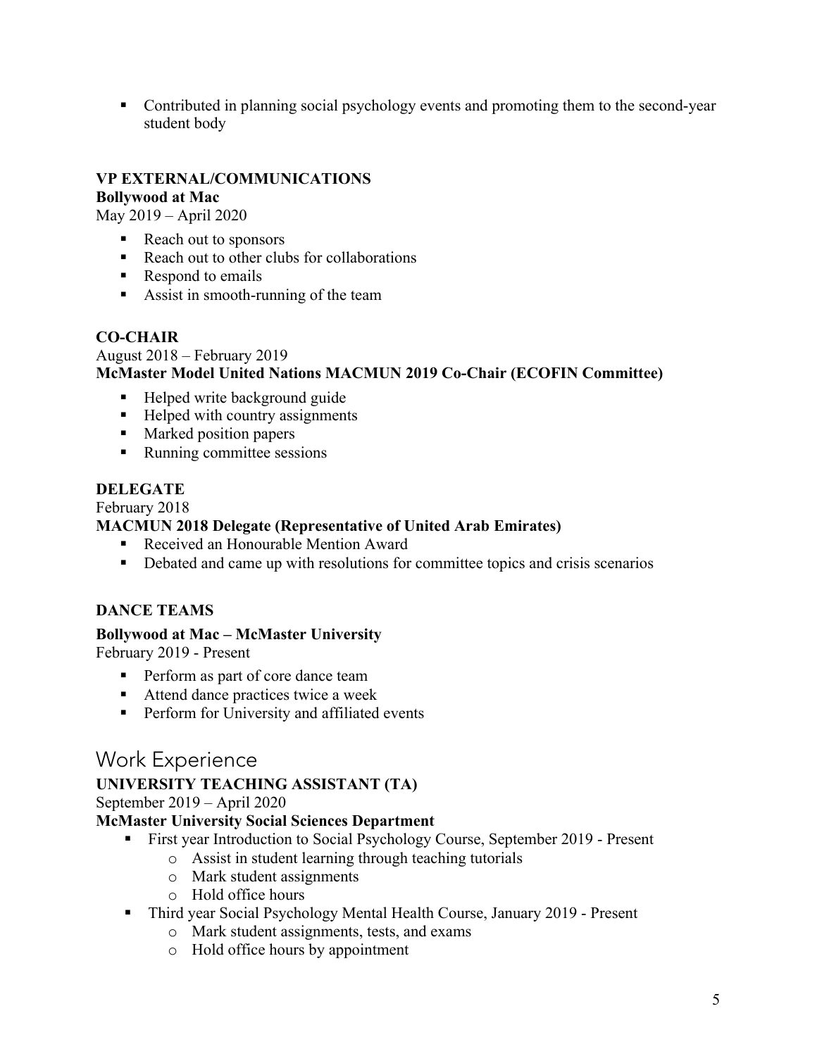- Contributed in planning social psychology events and promoting them to the second-year student body

**VP EXTERNAL/COMMUNICATIONS**
**Bollywood at Mac**
May 2019 – April 2020

- Reach out to sponsors
- Reach out to other clubs for collaborations
- Respond to emails
- Assist in smooth-running of the team

**CO-CHAIR**
August 2018 – February 2019
**McMaster Model United Nations MACMUN 2019 Co-Chair (ECOFIN Committee)**

- Helped write background guide
- Helped with country assignments
- Marked position papers
- Running committee sessions

**DELEGATE**
February 2018
**MACMUN 2018 Delegate (Representative of United Arab Emirates)**

- Received an Honourable Mention Award
- Debated and came up with resolutions for committee topics and crisis scenarios

**DANCE TEAMS**

**Bollywood at Mac – McMaster University**
February 2019 - Present

- Perform as part of core dance team
- Attend dance practices twice a week
- Perform for University and affiliated events

## Work Experience

**UNIVERSITY TEACHING ASSISTANT (TA)**
September 2019 – April 2020
**McMaster University Social Sciences Department**

- First year Introduction to Social Psychology Course, September 2019 - Present
  - Assist in student learning through teaching tutorials
  - Mark student assignments
  - Hold office hours
- Third year Social Psychology Mental Health Course, January 2019 - Present
  - Mark student assignments, tests, and exams
  - Hold office hours by appointment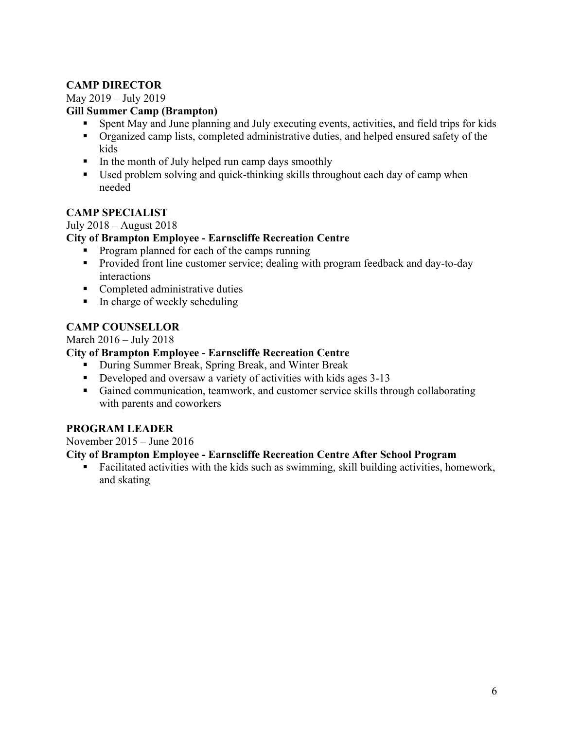**CAMP DIRECTOR**

May 2019 – July 2019

**Gill Summer Camp (Brampton)**

- Spent May and June planning and July executing events, activities, and field trips for kids
- Organized camp lists, completed administrative duties, and helped ensured safety of the kids
- In the month of July helped run camp days smoothly
- Used problem solving and quick-thinking skills throughout each day of camp when needed

**CAMP SPECIALIST**

July 2018 – August 2018

**City of Brampton Employee - Earnscliffe Recreation Centre**

- Program planned for each of the camps running
- Provided front line customer service; dealing with program feedback and day-to-day interactions
- Completed administrative duties
- In charge of weekly scheduling

**CAMP COUNSELLOR**

March 2016 – July 2018

**City of Brampton Employee - Earnscliffe Recreation Centre**

- During Summer Break, Spring Break, and Winter Break
- Developed and oversaw a variety of activities with kids ages 3-13
- Gained communication, teamwork, and customer service skills through collaborating with parents and coworkers

**PROGRAM LEADER**

November 2015 – June 2016

**City of Brampton Employee - Earnscliffe Recreation Centre After School Program**

- Facilitated activities with the kids such as swimming, skill building activities, homework, and skating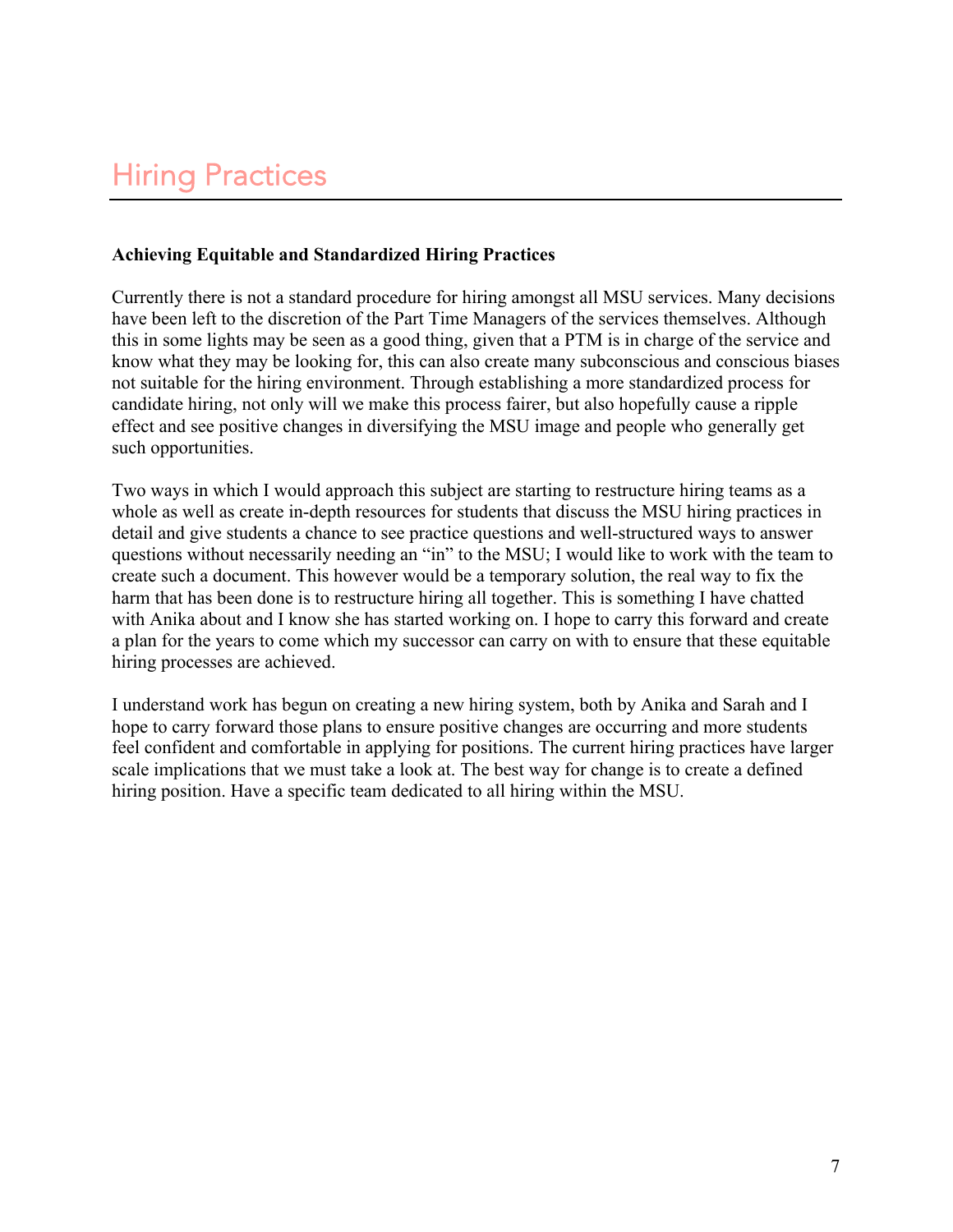# Hiring Practices

**Achieving Equitable and Standardized Hiring Practices**

Currently there is not a standard procedure for hiring amongst all MSU services. Many decisions have been left to the discretion of the Part Time Managers of the services themselves. Although this in some lights may be seen as a good thing, given that a PTM is in charge of the service and know what they may be looking for, this can also create many subconscious and conscious biases not suitable for the hiring environment. Through establishing a more standardized process for candidate hiring, not only will we make this process fairer, but also hopefully cause a ripple effect and see positive changes in diversifying the MSU image and people who generally get such opportunities.

Two ways in which I would approach this subject are starting to restructure hiring teams as a whole as well as create in-depth resources for students that discuss the MSU hiring practices in detail and give students a chance to see practice questions and well-structured ways to answer questions without necessarily needing an "in" to the MSU; I would like to work with the team to create such a document. This however would be a temporary solution, the real way to fix the harm that has been done is to restructure hiring all together. This is something I have chatted with Anika about and I know she has started working on. I hope to carry this forward and create a plan for the years to come which my successor can carry on with to ensure that these equitable hiring processes are achieved.

I understand work has begun on creating a new hiring system, both by Anika and Sarah and I hope to carry forward those plans to ensure positive changes are occurring and more students feel confident and comfortable in applying for positions. The current hiring practices have larger scale implications that we must take a look at. The best way for change is to create a defined hiring position. Have a specific team dedicated to all hiring within the MSU.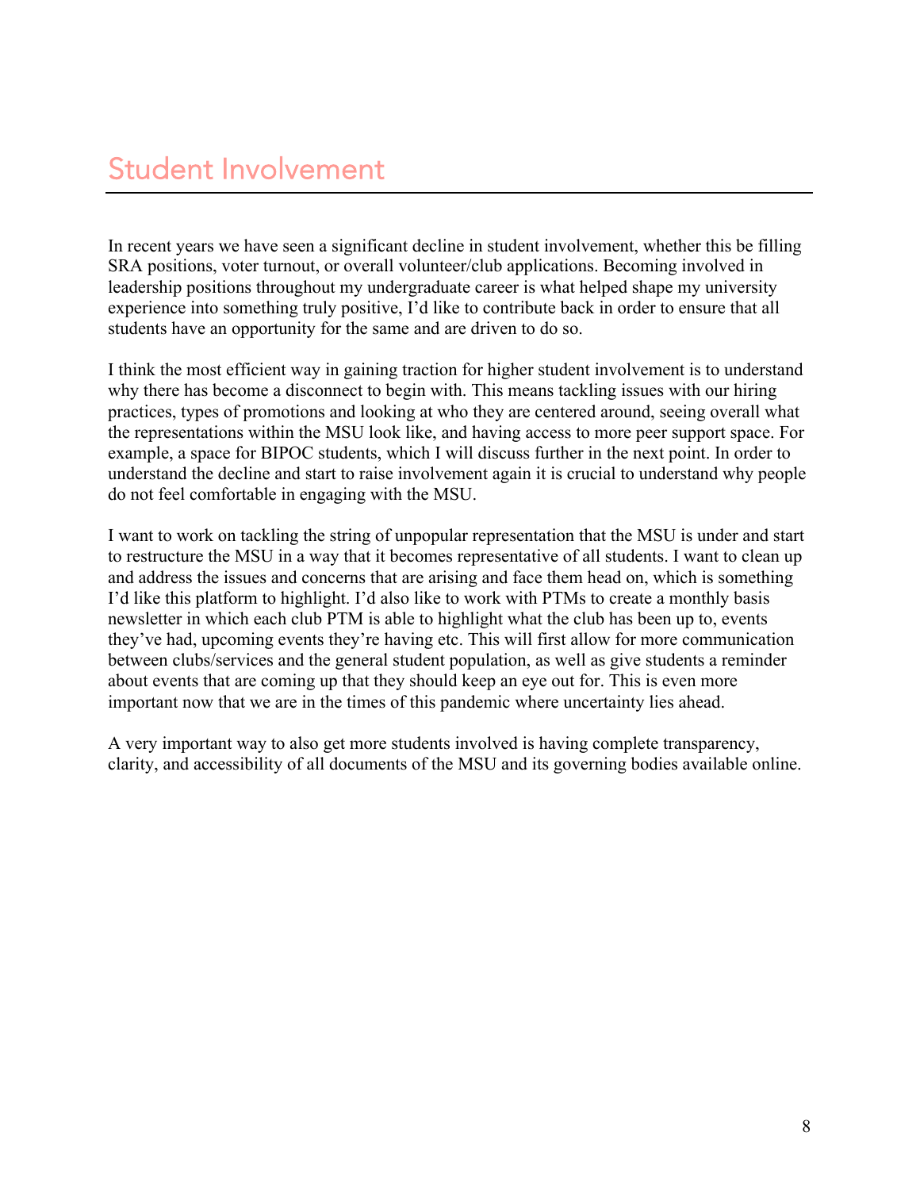# Student Involvement

In recent years we have seen a significant decline in student involvement, whether this be filling SRA positions, voter turnout, or overall volunteer/club applications. Becoming involved in leadership positions throughout my undergraduate career is what helped shape my university experience into something truly positive, I'd like to contribute back in order to ensure that all students have an opportunity for the same and are driven to do so.

I think the most efficient way in gaining traction for higher student involvement is to understand why there has become a disconnect to begin with. This means tackling issues with our hiring practices, types of promotions and looking at who they are centered around, seeing overall what the representations within the MSU look like, and having access to more peer support space. For example, a space for BIPOC students, which I will discuss further in the next point. In order to understand the decline and start to raise involvement again it is crucial to understand why people do not feel comfortable in engaging with the MSU.

I want to work on tackling the string of unpopular representation that the MSU is under and start to restructure the MSU in a way that it becomes representative of all students. I want to clean up and address the issues and concerns that are arising and face them head on, which is something I'd like this platform to highlight. I'd also like to work with PTMs to create a monthly basis newsletter in which each club PTM is able to highlight what the club has been up to, events they've had, upcoming events they're having etc. This will first allow for more communication between clubs/services and the general student population, as well as give students a reminder about events that are coming up that they should keep an eye out for. This is even more important now that we are in the times of this pandemic where uncertainty lies ahead.

A very important way to also get more students involved is having complete transparency, clarity, and accessibility of all documents of the MSU and its governing bodies available online.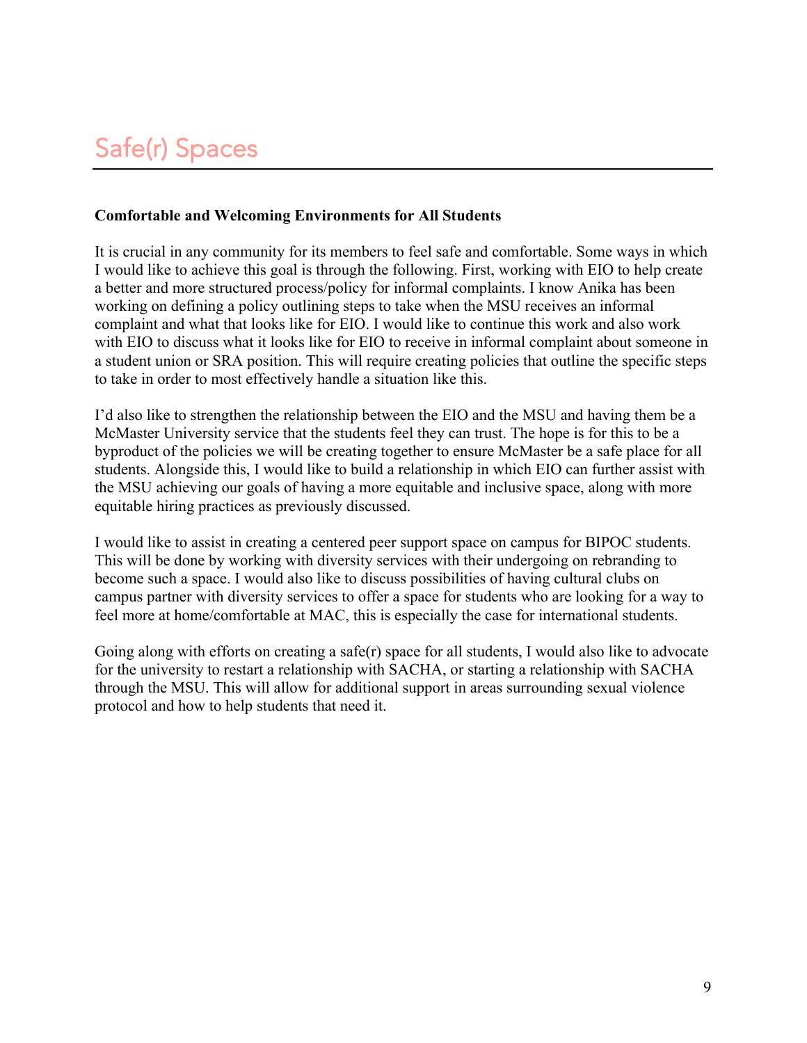# Safe(r) Spaces

**Comfortable and Welcoming Environments for All Students**

It is crucial in any community for its members to feel safe and comfortable. Some ways in which I would like to achieve this goal is through the following. First, working with EIO to help create a better and more structured process/policy for informal complaints. I know Anika has been working on defining a policy outlining steps to take when the MSU receives an informal complaint and what that looks like for EIO. I would like to continue this work and also work with EIO to discuss what it looks like for EIO to receive in informal complaint about someone in a student union or SRA position. This will require creating policies that outline the specific steps to take in order to most effectively handle a situation like this.

I'd also like to strengthen the relationship between the EIO and the MSU and having them be a McMaster University service that the students feel they can trust. The hope is for this to be a byproduct of the policies we will be creating together to ensure McMaster be a safe place for all students. Alongside this, I would like to build a relationship in which EIO can further assist with the MSU achieving our goals of having a more equitable and inclusive space, along with more equitable hiring practices as previously discussed.

I would like to assist in creating a centered peer support space on campus for BIPOC students. This will be done by working with diversity services with their undergoing on rebranding to become such a space. I would also like to discuss possibilities of having cultural clubs on campus partner with diversity services to offer a space for students who are looking for a way to feel more at home/comfortable at MAC, this is especially the case for international students.

Going along with efforts on creating a safe(r) space for all students, I would also like to advocate for the university to restart a relationship with SACHA, or starting a relationship with SACHA through the MSU. This will allow for additional support in areas surrounding sexual violence protocol and how to help students that need it.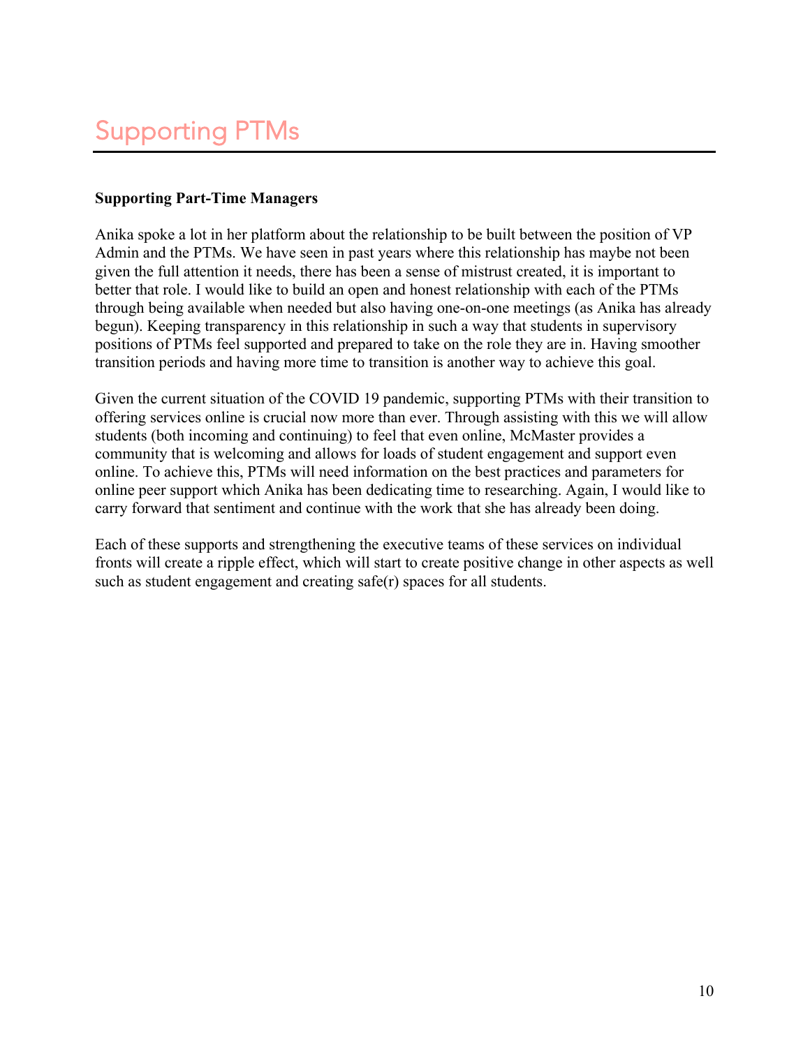# Supporting PTMs

**Supporting Part-Time Managers**

Anika spoke a lot in her platform about the relationship to be built between the position of VP Admin and the PTMs. We have seen in past years where this relationship has maybe not been given the full attention it needs, there has been a sense of mistrust created, it is important to better that role. I would like to build an open and honest relationship with each of the PTMs through being available when needed but also having one-on-one meetings (as Anika has already begun). Keeping transparency in this relationship in such a way that students in supervisory positions of PTMs feel supported and prepared to take on the role they are in. Having smoother transition periods and having more time to transition is another way to achieve this goal.

Given the current situation of the COVID 19 pandemic, supporting PTMs with their transition to offering services online is crucial now more than ever. Through assisting with this we will allow students (both incoming and continuing) to feel that even online, McMaster provides a community that is welcoming and allows for loads of student engagement and support even online. To achieve this, PTMs will need information on the best practices and parameters for online peer support which Anika has been dedicating time to researching. Again, I would like to carry forward that sentiment and continue with the work that she has already been doing.

Each of these supports and strengthening the executive teams of these services on individual fronts will create a ripple effect, which will start to create positive change in other aspects as well such as student engagement and creating safe(r) spaces for all students.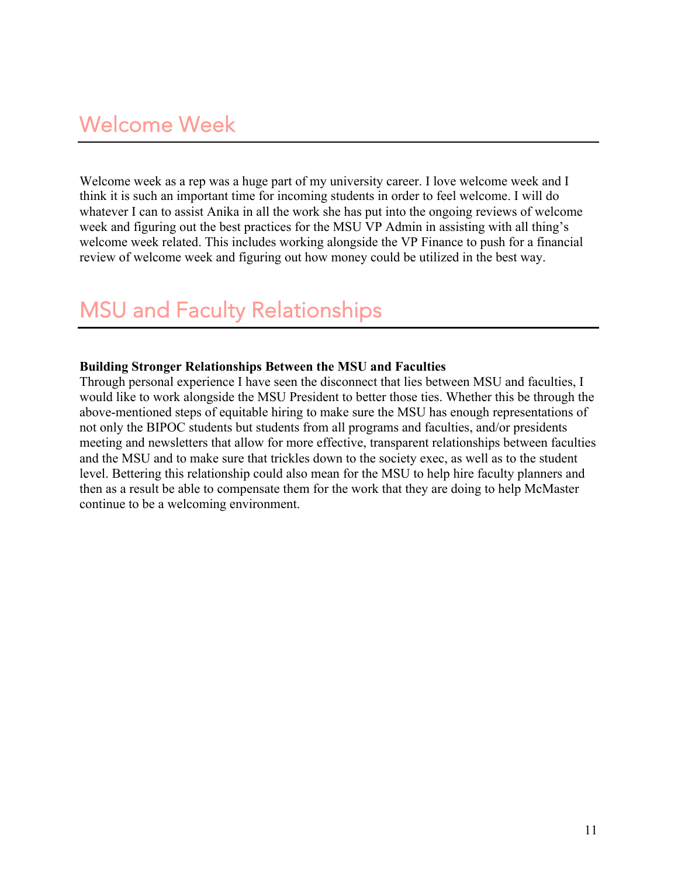## Welcome Week

Welcome week as a rep was a huge part of my university career. I love welcome week and I think it is such an important time for incoming students in order to feel welcome. I will do whatever I can to assist Anika in all the work she has put into the ongoing reviews of welcome week and figuring out the best practices for the MSU VP Admin in assisting with all thing's welcome week related. This includes working alongside the VP Finance to push for a financial review of welcome week and figuring out how money could be utilized in the best way.

## MSU and Faculty Relationships

**Building Stronger Relationships Between the MSU and Faculties**

Through personal experience I have seen the disconnect that lies between MSU and faculties, I would like to work alongside the MSU President to better those ties. Whether this be through the above-mentioned steps of equitable hiring to make sure the MSU has enough representations of not only the BIPOC students but students from all programs and faculties, and/or presidents meeting and newsletters that allow for more effective, transparent relationships between faculties and the MSU and to make sure that trickles down to the society exec, as well as to the student level. Bettering this relationship could also mean for the MSU to help hire faculty planners and then as a result be able to compensate them for the work that they are doing to help McMaster continue to be a welcoming environment.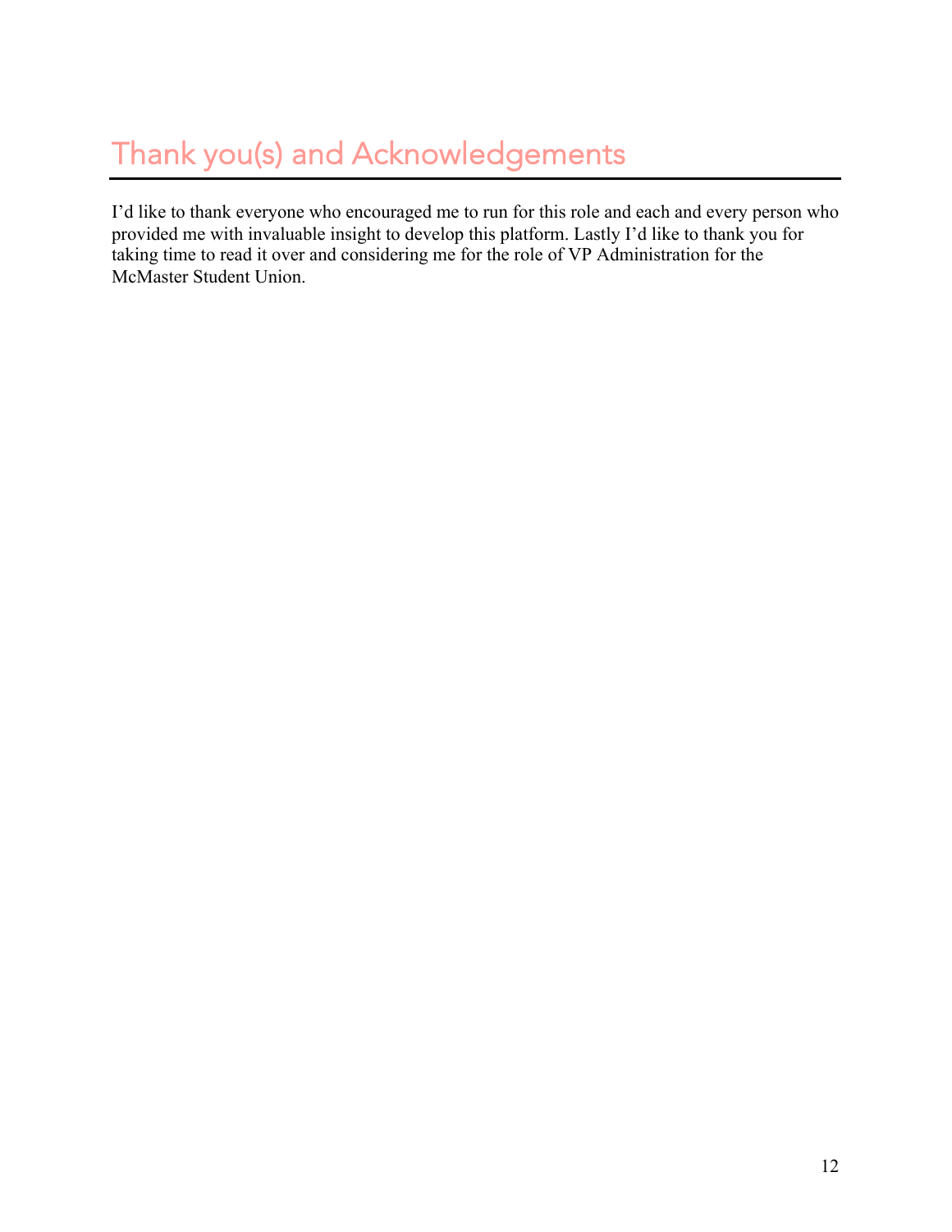## Thank you(s) and Acknowledgements

I'd like to thank everyone who encouraged me to run for this role and each and every person who provided me with invaluable insight to develop this platform. Lastly I'd like to thank you for taking time to read it over and considering me for the role of VP Administration for the McMaster Student Union.